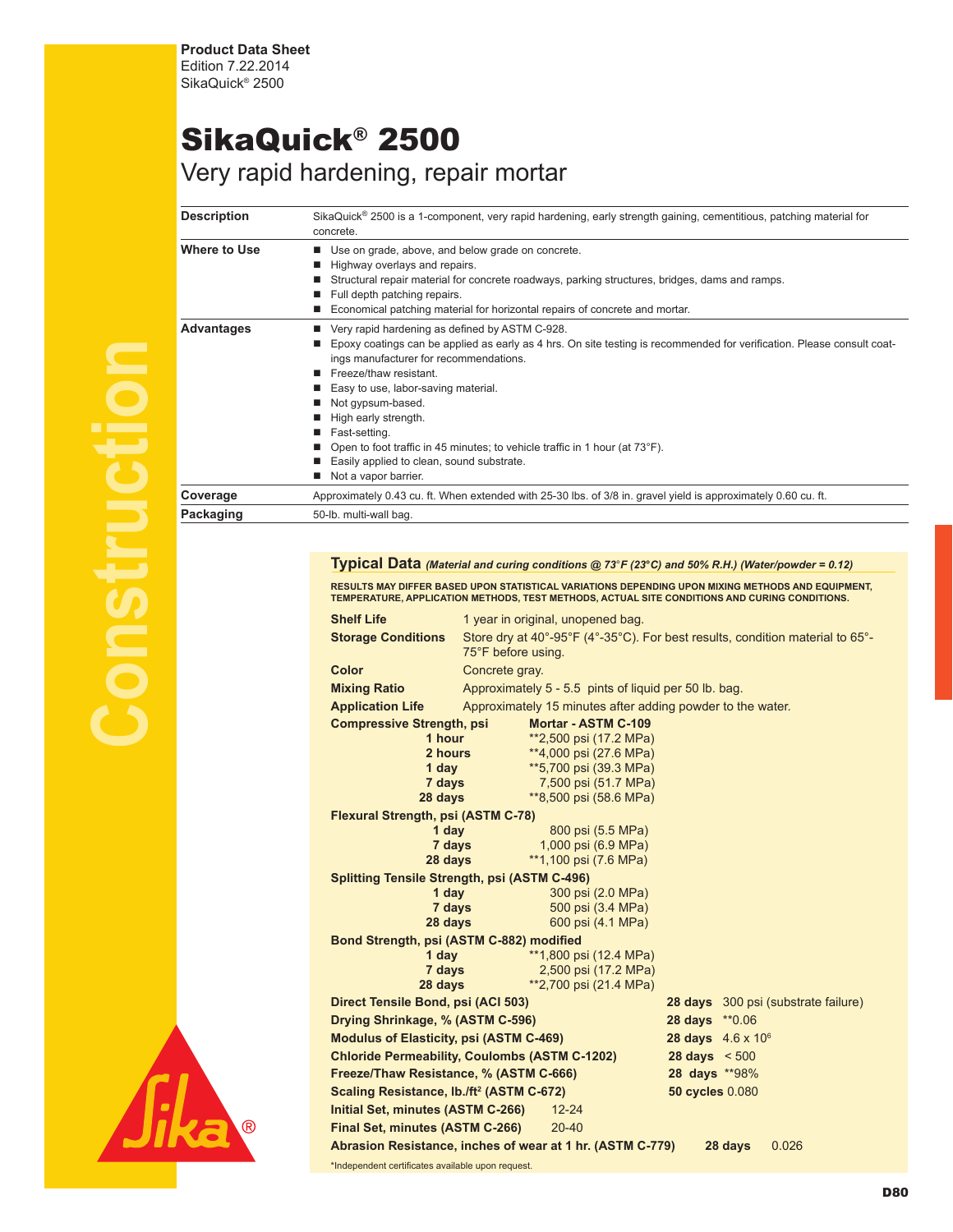Product Data Sheet
Edition 7.22.2014
SikaQuick® 2500

# SikaQuick® 2500

## Very rapid hardening, repair mortar

**Description**

SikaQuick® 2500 is a 1-component, very rapid hardening, early strength gaining, cementitious, patching material for concrete.

**Where to Use**

- Use on grade, above, and below grade on concrete.
- Highway overlays and repairs.
- Structural repair material for concrete roadways, parking structures, bridges, dams and ramps.
- Full depth patching repairs.
- Economical patching material for horizontal repairs of concrete and mortar.

**Advantages**

- Very rapid hardening as defined by ASTM C-928.
- Epoxy coatings can be applied as early as 4 hrs. On site testing is recommended for verification. Please consult coatings manufacturer for recommendations.
- Freeze/thaw resistant.
- Easy to use, labor-saving material.
- Not gypsum-based.
- High early strength.
- Fast-setting.
- Open to foot traffic in 45 minutes; to vehicle traffic in 1 hour (at 73°F).
- Easily applied to clean, sound substrate.
- Not a vapor barrier.

**Coverage**

Approximately 0.43 cu. ft. When extended with 25-30 lbs. of 3/8 in. gravel yield is approximately 0.60 cu. ft.

**Packaging**

50-lb. multi-wall bag.

## Typical Data *(Material and curing conditions @ 73°F (23°C) and 50% R.H.) (Water/powder = 0.12)*

RESULTS MAY DIFFER BASED UPON STATISTICAL VARIATIONS DEPENDING UPON MIXING METHODS AND EQUIPMENT, TEMPERATURE, APPLICATION METHODS, TEST METHODS, ACTUAL SITE CONDITIONS AND CURING CONDITIONS.

**Shelf Life** 1 year in original, unopened bag.

**Storage Conditions** Store dry at 40°-95°F (4°-35°C). For best results, condition material to 65°-75°F before using.

**Color** Concrete gray.

**Mixing Ratio** Approximately 5 - 5.5 pints of liquid per 50 lb. bag.

**Application Life** Approximately 15 minutes after adding powder to the water.

**Compressive Strength, psi**

| | Mortar - ASTM C-109 |
|---|---|
| 1 hour | **2,500 psi (17.2 MPa) |
| 2 hours | **4,000 psi (27.6 MPa) |
| 1 day | **5,700 psi (39.3 MPa) |
| 7 days | 7,500 psi (51.7 MPa) |
| 28 days | **8,500 psi (58.6 MPa) |

**Flexural Strength, psi (ASTM C-78)**

| | |
|---|---|
| 1 day | 800 psi (5.5 MPa) |
| 7 days | 1,000 psi (6.9 MPa) |
| 28 days | **1,100 psi (7.6 MPa) |

**Splitting Tensile Strength, psi (ASTM C-496)**

| | |
|---|---|
| 1 day | 300 psi (2.0 MPa) |
| 7 days | 500 psi (3.4 MPa) |
| 28 days | 600 psi (4.1 MPa) |

**Bond Strength, psi (ASTM C-882) modified**

| | |
|---|---|
| 1 day | **1,800 psi (12.4 MPa) |
| 7 days | 2,500 psi (17.2 MPa) |
| 28 days | **2,700 psi (21.4 MPa) |

| Property | Age | Value |
|---|---|---|
| **Direct Tensile Bond, psi (ACI 503)** | 28 days | 300 psi (substrate failure) |
| **Drying Shrinkage, % (ASTM C-596)** | 28 days | **0.06 |
| **Modulus of Elasticity, psi (ASTM C-469)** | 28 days | $4.6 \times 10^6$ |
| **Chloride Permeability, Coulombs (ASTM C-1202)** | 28 days | < 500 |
| **Freeze/Thaw Resistance, % (ASTM C-666)** | 28 days | **98% |
| **Scaling Resistance, lb./ft² (ASTM C-672)** | 50 cycles | 0.080 |
| **Initial Set, minutes (ASTM C-266)** | | 12-24 |
| **Final Set, minutes (ASTM C-266)** | | 20-40 |
| **Abrasion Resistance, inches of wear at 1 hr. (ASTM C-779)** | 28 days | 0.026 |

*Independent certificates available upon request.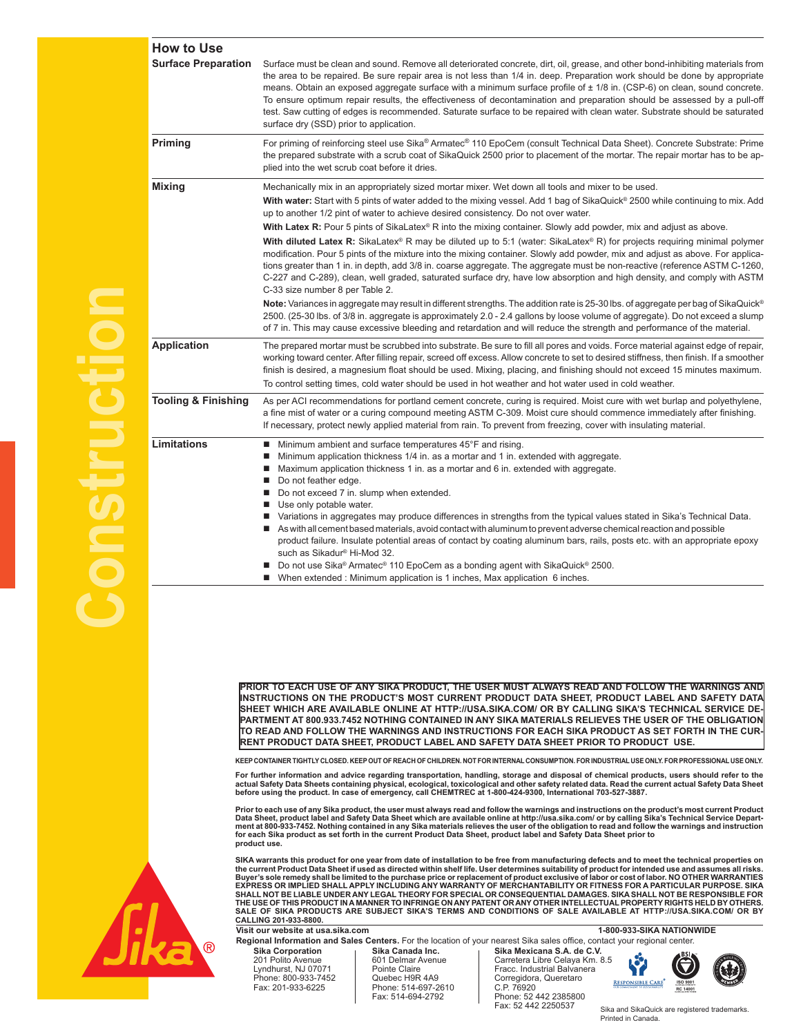## How to Use

### Surface Preparation

Surface must be clean and sound. Remove all deteriorated concrete, dirt, oil, grease, and other bond-inhibiting materials from the area to be repaired. Be sure repair area is not less than 1/4 in. deep. Preparation work should be done by appropriate means. Obtain an exposed aggregate surface with a minimum surface profile of ± 1/8 in. (CSP-6) on clean, sound concrete. To ensure optimum repair results, the effectiveness of decontamination and preparation should be assessed by a pull-off test. Saw cutting of edges is recommended. Saturate surface to be repaired with clean water. Substrate should be saturated surface dry (SSD) prior to application.

### Priming

For priming of reinforcing steel use Sika® Armatec® 110 EpoCem (consult Technical Data Sheet). Concrete Substrate: Prime the prepared substrate with a scrub coat of SikaQuick 2500 prior to placement of the mortar. The repair mortar has to be applied into the wet scrub coat before it dries.

### Mixing

Mechanically mix in an appropriately sized mortar mixer. Wet down all tools and mixer to be used.

**With water:** Start with 5 pints of water added to the mixing vessel. Add 1 bag of SikaQuick® 2500 while continuing to mix. Add up to another 1/2 pint of water to achieve desired consistency. Do not over water.

**With Latex R:** Pour 5 pints of SikaLatex® R into the mixing container. Slowly add powder, mix and adjust as above.

**With diluted Latex R:** SikaLatex® R may be diluted up to 5:1 (water: SikaLatex® R) for projects requiring minimal polymer modification. Pour 5 pints of the mixture into the mixing container. Slowly add powder, mix and adjust as above. For applications greater than 1 in. in depth, add 3/8 in. coarse aggregate. The aggregate must be non-reactive (reference ASTM C-1260, C-227 and C-289), clean, well graded, saturated surface dry, have low absorption and high density, and comply with ASTM C-33 size number 8 per Table 2.

**Note:** Variances in aggregate may result in different strengths. The addition rate is 25-30 lbs. of aggregate per bag of SikaQuick® 2500. (25-30 lbs. of 3/8 in. aggregate is approximately 2.0 - 2.4 gallons by loose volume of aggregate). Do not exceed a slump of 7 in. This may cause excessive bleeding and retardation and will reduce the strength and performance of the material.

### Application

The prepared mortar must be scrubbed into substrate. Be sure to fill all pores and voids. Force material against edge of repair, working toward center. After filling repair, screed off excess. Allow concrete to set to desired stiffness, then finish. If a smoother finish is desired, a magnesium float should be used. Mixing, placing, and finishing should not exceed 15 minutes maximum.

To control setting times, cold water should be used in hot weather and hot water used in cold weather.

### Tooling & Finishing

As per ACI recommendations for portland cement concrete, curing is required. Moist cure with wet burlap and polyethylene, a fine mist of water or a curing compound meeting ASTM C-309. Moist cure should commence immediately after finishing. If necessary, protect newly applied material from rain. To prevent from freezing, cover with insulating material.

### Limitations

- Minimum ambient and surface temperatures 45°F and rising.
- Minimum application thickness 1/4 in. as a mortar and 1 in. extended with aggregate.
- Maximum application thickness 1 in. as a mortar and 6 in. extended with aggregate.
- Do not feather edge.
- Do not exceed 7 in. slump when extended.
- Use only potable water.
- Variations in aggregates may produce differences in strengths from the typical values stated in Sika's Technical Data.
- As with all cement based materials, avoid contact with aluminum to prevent adverse chemical reaction and possible product failure. Insulate potential areas of contact by coating aluminum bars, rails, posts etc. with an appropriate epoxy such as Sikadur® Hi-Mod 32.
- Do not use Sika® Armatec® 110 EpoCem as a bonding agent with SikaQuick® 2500.
- When extended : Minimum application is 1 inches, Max application 6 inches.

**PRIOR TO EACH USE OF ANY SIKA PRODUCT, THE USER MUST ALWAYS READ AND FOLLOW THE WARNINGS AND INSTRUCTIONS ON THE PRODUCT'S MOST CURRENT PRODUCT DATA SHEET, PRODUCT LABEL AND SAFETY DATA SHEET WHICH ARE AVAILABLE ONLINE AT HTTP://USA.SIKA.COM/ OR BY CALLING SIKA'S TECHNICAL SERVICE DEPARTMENT AT 800.933.7452 NOTHING CONTAINED IN ANY SIKA MATERIALS RELIEVES THE USER OF THE OBLIGATION TO READ AND FOLLOW THE WARNINGS AND INSTRUCTIONS FOR EACH SIKA PRODUCT AS SET FORTH IN THE CURRENT PRODUCT DATA SHEET, PRODUCT LABEL AND SAFETY DATA SHEET PRIOR TO PRODUCT USE.**

**KEEP CONTAINER TIGHTLY CLOSED. KEEP OUT OF REACH OF CHILDREN. NOT FOR INTERNAL CONSUMPTION. FOR INDUSTRIAL USE ONLY. FOR PROFESSIONAL USE ONLY.**

**For further information and advice regarding transportation, handling, storage and disposal of chemical products, users should refer to the actual Safety Data Sheets containing physical, ecological, toxicological and other safety related data. Read the current actual Safety Data Sheet before using the product. In case of emergency, call CHEMTREC at 1-800-424-9300, International 703-527-3887.**

**Prior to each use of any Sika product, the user must always read and follow the warnings and instructions on the product's most current Product Data Sheet, product label and Safety Data Sheet which are available online at http://usa.sika.com/ or by calling Sika's Technical Service Department at 800-933-7452. Nothing contained in any Sika materials relieves the user of the obligation to read and follow the warnings and instruction for each Sika product as set forth in the current Product Data Sheet, product label and Safety Data Sheet prior to product use.**

**SIKA warrants this product for one year from date of installation to be free from manufacturing defects and to meet the technical properties on the current Product Data Sheet if used as directed within shelf life. User determines suitability of product for intended use and assumes all risks. Buyer's sole remedy shall be limited to the purchase price or replacement of product exclusive of labor or cost of labor. NO OTHER WARRANTIES EXPRESS OR IMPLIED SHALL APPLY INCLUDING ANY WARRANTY OF MERCHANTABILITY OR FITNESS FOR A PARTICULAR PURPOSE. SIKA SHALL NOT BE LIABLE UNDER ANY LEGAL THEORY FOR SPECIAL OR CONSEQUENTIAL DAMAGES. SIKA SHALL NOT BE RESPONSIBLE FOR THE USE OF THIS PRODUCT IN A MANNER TO INFRINGE ON ANY PATENT OR ANY OTHER INTELLECTUAL PROPERTY RIGHTS HELD BY OTHERS. SALE OF SIKA PRODUCTS ARE SUBJECT SIKA'S TERMS AND CONDITIONS OF SALE AVAILABLE AT HTTP://USA.SIKA.COM/ OR BY CALLING 201-933-8800.**

**Visit our website at usa.sika.com** — **1-800-933-SIKA NATIONWIDE**

**Regional Information and Sales Centers.** For the location of your nearest Sika sales office, contact your regional center.

**Sika Corporation**
201 Polito Avenue
Lyndhurst, NJ 07071
Phone: 800-933-7452
Fax: 201-933-6225

**Sika Canada Inc.**
601 Delmar Avenue
Pointe Claire
Quebec H9R 4A9
Phone: 514-697-2610
Fax: 514-694-2792

**Sika Mexicana S.A. de C.V.**
Carretera Libre Celaya Km. 8.5
Fracc. Industrial Balvanera
Corregidora, Queretaro
C.P. 76920
Phone: 52 442 2385800
Fax: 52 442 2250537

Sika and SikaQuick are registered trademarks. Printed in Canada.